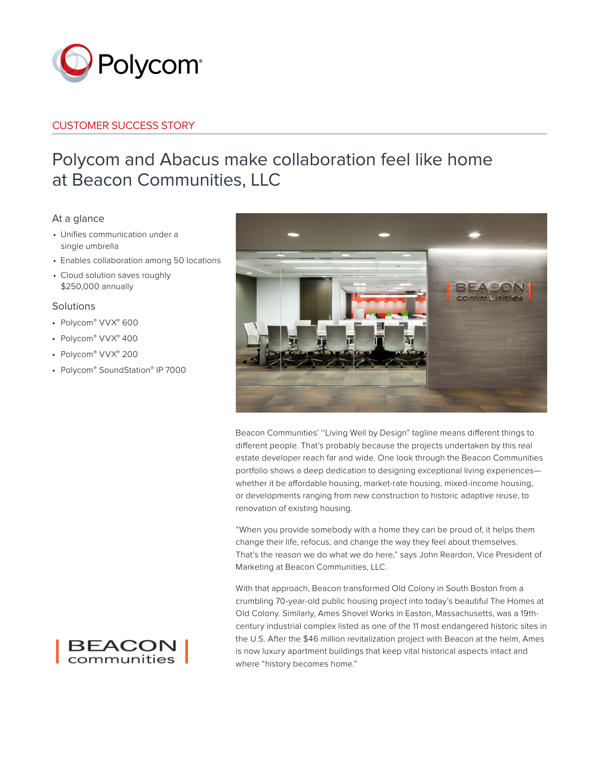CUSTOMER SUCCESS STORY

# Polycom and Abacus make collaboration feel like home at Beacon Communities, LLC

## At a glance

- Unifies communication under a single umbrella
- Enables collaboration among 50 locations
- Cloud solution saves roughly $250,000 annually

## Solutions

- Polycom® VVX® 600
- Polycom® VVX® 400
- Polycom® VVX® 200
- Polycom® SoundStation® IP 7000

Beacon Communities' "Living Well by Design" tagline means different things to different people. That's probably because the projects undertaken by this real estate developer reach far and wide. One look through the Beacon Communities portfolio shows a deep dedication to designing exceptional living experiences—whether it be affordable housing, market-rate housing, mixed-income housing, or developments ranging from new construction to historic adaptive reuse, to renovation of existing housing.

"When you provide somebody with a home they can be proud of, it helps them change their life, refocus, and change the way they feel about themselves. That's the reason we do what we do here," says John Reardon, Vice President of Marketing at Beacon Communities, LLC.

With that approach, Beacon transformed Old Colony in South Boston from a crumbling 70-year-old public housing project into today's beautiful The Homes at Old Colony. Similarly, Ames Shovel Works in Easton, Massachusetts, was a 19th-century industrial complex listed as one of the 11 most endangered historic sites in the U.S. After the $46 million revitalization project with Beacon at the helm, Ames is now luxury apartment buildings that keep vital historical aspects intact and where "history becomes home."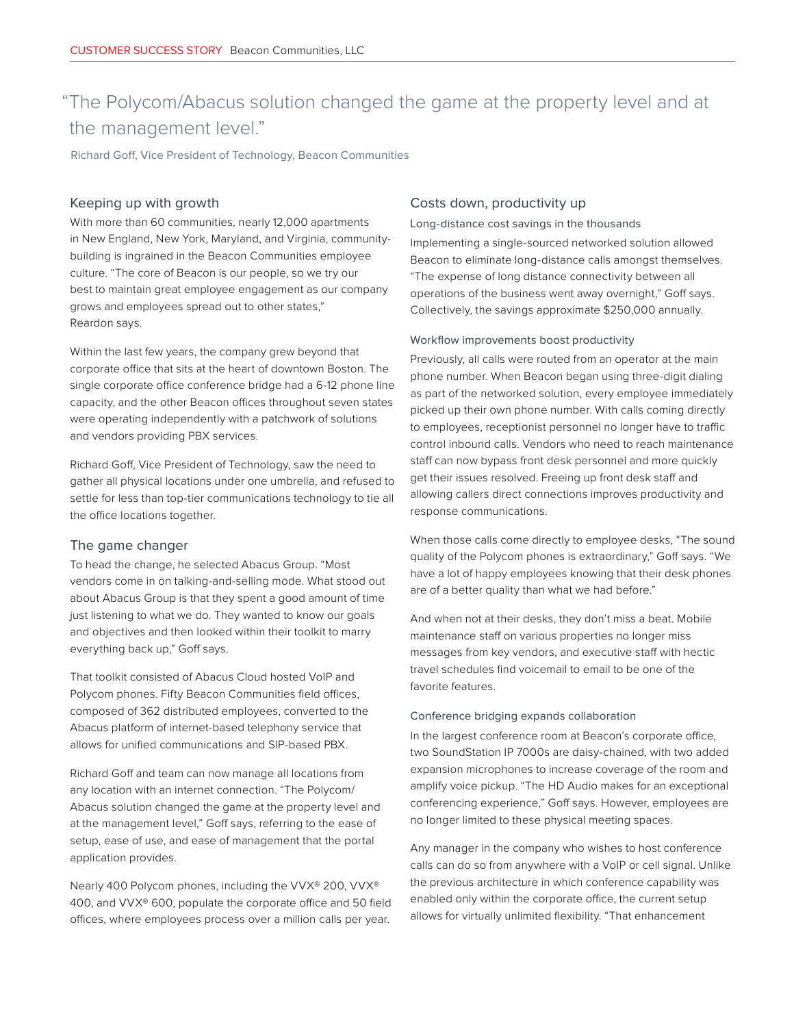> "The Polycom/Abacus solution changed the game at the property level and at the management level."
>
> Richard Goff, Vice President of Technology, Beacon Communities

## Keeping up with growth

With more than 60 communities, nearly 12,000 apartments in New England, New York, Maryland, and Virginia, community-building is ingrained in the Beacon Communities employee culture. "The core of Beacon is our people, so we try our best to maintain great employee engagement as our company grows and employees spread out to other states," Reardon says.

Within the last few years, the company grew beyond that corporate office that sits at the heart of downtown Boston. The single corporate office conference bridge had a 6-12 phone line capacity, and the other Beacon offices throughout seven states were operating independently with a patchwork of solutions and vendors providing PBX services.

Richard Goff, Vice President of Technology, saw the need to gather all physical locations under one umbrella, and refused to settle for less than top-tier communications technology to tie all the office locations together.

## The game changer

To head the change, he selected Abacus Group. "Most vendors come in on talking-and-selling mode. What stood out about Abacus Group is that they spent a good amount of time just listening to what we do. They wanted to know our goals and objectives and then looked within their toolkit to marry everything back up," Goff says.

That toolkit consisted of Abacus Cloud hosted VoIP and Polycom phones. Fifty Beacon Communities field offices, composed of 362 distributed employees, converted to the Abacus platform of internet-based telephony service that allows for unified communications and SIP-based PBX.

Richard Goff and team can now manage all locations from any location with an internet connection. "The Polycom/Abacus solution changed the game at the property level and at the management level," Goff says, referring to the ease of setup, ease of use, and ease of management that the portal application provides.

Nearly 400 Polycom phones, including the VVX® 200, VVX® 400, and VVX® 600, populate the corporate office and 50 field offices, where employees process over a million calls per year.

## Costs down, productivity up

### Long-distance cost savings in the thousands

Implementing a single-sourced networked solution allowed Beacon to eliminate long-distance calls amongst themselves. "The expense of long distance connectivity between all operations of the business went away overnight," Goff says. Collectively, the savings approximate $250,000 annually.

### Workflow improvements boost productivity

Previously, all calls were routed from an operator at the main phone number. When Beacon began using three-digit dialing as part of the networked solution, every employee immediately picked up their own phone number. With calls coming directly to employees, receptionist personnel no longer have to traffic control inbound calls. Vendors who need to reach maintenance staff can now bypass front desk personnel and more quickly get their issues resolved. Freeing up front desk staff and allowing callers direct connections improves productivity and response communications.

When those calls come directly to employee desks, "The sound quality of the Polycom phones is extraordinary," Goff says. "We have a lot of happy employees knowing that their desk phones are of a better quality than what we had before."

And when not at their desks, they don't miss a beat. Mobile maintenance staff on various properties no longer miss messages from key vendors, and executive staff with hectic travel schedules find voicemail to email to be one of the favorite features.

### Conference bridging expands collaboration

In the largest conference room at Beacon's corporate office, two SoundStation IP 7000s are daisy-chained, with two added expansion microphones to increase coverage of the room and amplify voice pickup. "The HD Audio makes for an exceptional conferencing experience," Goff says. However, employees are no longer limited to these physical meeting spaces.

Any manager in the company who wishes to host conference calls can do so from anywhere with a VoIP or cell signal. Unlike the previous architecture in which conference capability was enabled only within the corporate office, the current setup allows for virtually unlimited flexibility. "That enhancement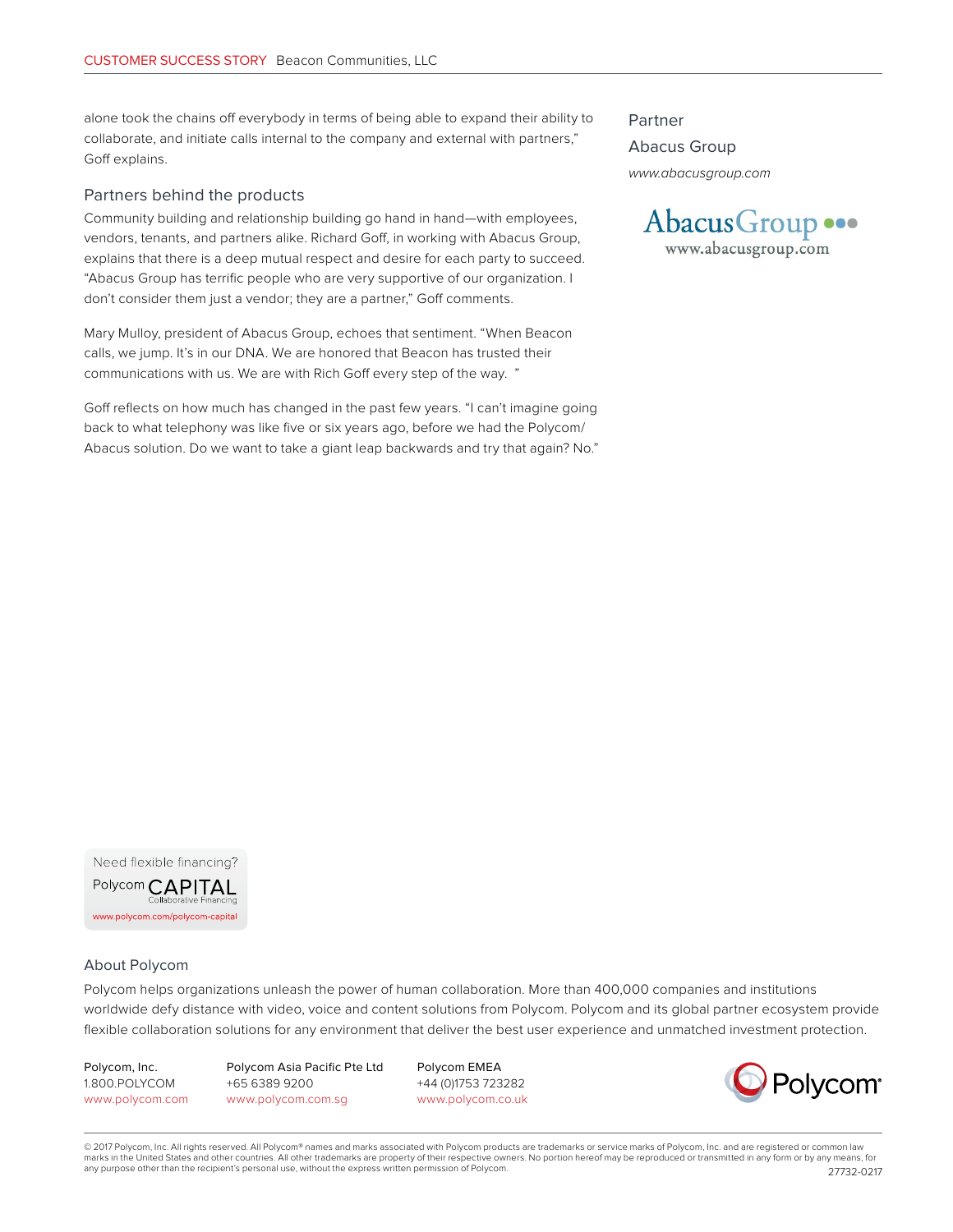alone took the chains off everybody in terms of being able to expand their ability to collaborate, and initiate calls internal to the company and external with partners," Goff explains.

## Partners behind the products

Community building and relationship building go hand in hand—with employees, vendors, tenants, and partners alike. Richard Goff, in working with Abacus Group, explains that there is a deep mutual respect and desire for each party to succeed. "Abacus Group has terrific people who are very supportive of our organization. I don't consider them just a vendor; they are a partner," Goff comments.

Mary Mulloy, president of Abacus Group, echoes that sentiment. "When Beacon calls, we jump. It's in our DNA. We are honored that Beacon has trusted their communications with us. We are with Rich Goff every step of the way. "

Goff reflects on how much has changed in the past few years. "I can't imagine going back to what telephony was like five or six years ago, before we had the Polycom/Abacus solution. Do we want to take a giant leap backwards and try that again? No."

Partner

Abacus Group

*www.abacusgroup.com*

AbacusGroup

www.abacusgroup.com

Need flexible financing?

Polycom CAPITAL Collaborative Financing

www.polycom.com/polycom-capital

## About Polycom

Polycom helps organizations unleash the power of human collaboration. More than 400,000 companies and institutions worldwide defy distance with video, voice and content solutions from Polycom. Polycom and its global partner ecosystem provide flexible collaboration solutions for any environment that deliver the best user experience and unmatched investment protection.

Polycom, Inc.
1.800.POLYCOM
www.polycom.com

Polycom Asia Pacific Pte Ltd
+65 6389 9200
www.polycom.com.sg

Polycom EMEA
+44 (0)1753 723282
www.polycom.co.uk

Polycom®

© 2017 Polycom, Inc. All rights reserved. All Polycom® names and marks associated with Polycom products are trademarks or service marks of Polycom, Inc. and are registered or common law marks in the United States and other countries. All other trademarks are property of their respective owners. No portion hereof may be reproduced or transmitted in any form or by any means, for any purpose other than the recipient's personal use, without the express written permission of Polycom.

27732-0217